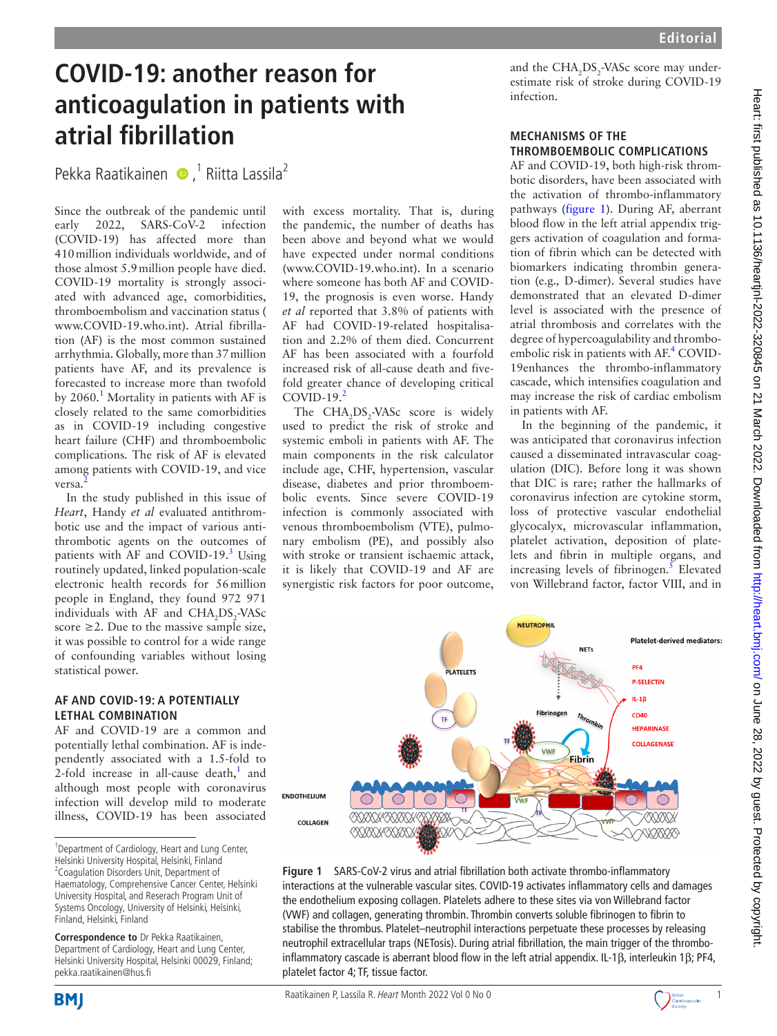# COVID-19: another reason for anticoagulation in patients with atrial fibrillation

Pekka Raatikainen,[1] Riitta Lassila[2]

Since the outbreak of the pandemic until early 2022, SARS-CoV-2 infection (COVID-19) has affected more than 410 million individuals worldwide, and of those almost 5.9 million people have died. COVID-19 mortality is strongly associated with advanced age, comorbidities, thromboembolism and vaccination status (www.COVID-19.who.int). Atrial fibrillation (AF) is the most common sustained arrhythmia. Globally, more than 37 million patients have AF, and its prevalence is forecasted to increase more than twofold by 2060.[1] Mortality in patients with AF is closely related to the same comorbidities as in COVID-19 including congestive heart failure (CHF) and thromboembolic complications. The risk of AF is elevated among patients with COVID-19, and vice versa.[2]

In the study published in this issue of *Heart*, Handy *et al* evaluated antithrombotic use and the impact of various antithrombotic agents on the outcomes of patients with AF and COVID-19.[3] Using routinely updated, linked population-scale electronic health records for 56 million people in England, they found 972 971 individuals with AF and $CHA_2DS_2$-VASc score ≥2. Due to the massive sample size, it was possible to control for a wide range of confounding variables without losing statistical power.

## AF AND COVID-19: A POTENTIALLY LETHAL COMBINATION

AF and COVID-19 are a common and potentially lethal combination. AF is independently associated with a 1.5-fold to 2-fold increase in all-cause death,[1] and although most people with coronavirus infection will develop mild to moderate illness, COVID-19 has been associated with excess mortality. That is, during the pandemic, the number of deaths has been above and beyond what we would have expected under normal conditions (www.COVID-19.who.int). In a scenario where someone has both AF and COVID-19, the prognosis is even worse. Handy *et al* reported that 3.8% of patients with AF had COVID-19-related hospitalisation and 2.2% of them died. Concurrent AF has been associated with a fourfold increased risk of all-cause death and fivefold greater chance of developing critical COVID-19.[2]

The $CHA_2DS_2$-VASc score is widely used to predict the risk of stroke and systemic emboli in patients with AF. The main components in the risk calculator include age, CHF, hypertension, vascular disease, diabetes and prior thromboembolic events. Since severe COVID-19 infection is commonly associated with venous thromboembolism (VTE), pulmonary embolism (PE), and possibly also with stroke or transient ischaemic attack, it is likely that COVID-19 and AF are synergistic risk factors for poor outcome, and the $CHA_2DS_2$-VASc score may underestimate risk of stroke during COVID-19 infection.

## MECHANISMS OF THE THROMBOEMBOLIC COMPLICATIONS

AF and COVID-19, both high-risk thrombotic disorders, have been associated with the activation of thrombo-inflammatory pathways (figure 1). During AF, aberrant blood flow in the left atrial appendix triggers activation of coagulation and formation of fibrin which can be detected with biomarkers indicating thrombin generation (e.g., D-dimer). Several studies have demonstrated that an elevated D-dimer level is associated with the presence of atrial thrombosis and correlates with the degree of hypercoagulability and thromboembolic risk in patients with AF.[4] COVID-19enhances the thrombo-inflammatory cascade, which intensifies coagulation and may increase the risk of cardiac embolism in patients with AF.

In the beginning of the pandemic, it was anticipated that coronavirus infection caused a disseminated intravascular coagulation (DIC). Before long it was shown that DIC is rare; rather the hallmarks of coronavirus infection are cytokine storm, loss of protective vascular endothelial glycocalyx, microvascular inflammation, platelet activation, deposition of platelets and fibrin in multiple organs, and increasing levels of fibrinogen.[5] Elevated von Willebrand factor, factor VIII, and in

Figure 1 SARS-CoV-2 virus and atrial fibrillation both activate thrombo-inflammatory interactions at the vulnerable vascular sites. COVID-19 activates inflammatory cells and damages the endothelium exposing collagen. Platelets adhere to these sites via von Willebrand factor (VWF) and collagen, generating thrombin. Thrombin converts soluble fibrinogen to fibrin to stabilise the thrombus. Platelet–neutrophil interactions perpetuate these processes by releasing neutrophil extracellular traps (NETosis). During atrial fibrillation, the main trigger of the thrombo-inflammatory cascade is aberrant blood flow in the left atrial appendix. IL-1β, interleukin 1β; PF4, platelet factor 4; TF, tissue factor.

[1]Department of Cardiology, Heart and Lung Center, Helsinki University Hospital, Helsinki, Finland
[2]Coagulation Disorders Unit, Department of Haematology, Comprehensive Cancer Center, Helsinki University Hospital, and Reserach Program Unit of Systems Oncology, University of Helsinki, Helsinki, Finland, Helsinki, Finland

**Correspondence to** Dr Pekka Raatikainen, Department of Cardiology, Heart and Lung Center, Helsinki University Hospital, Helsinki 00029, Finland; pekka.raatikainen@hus.fi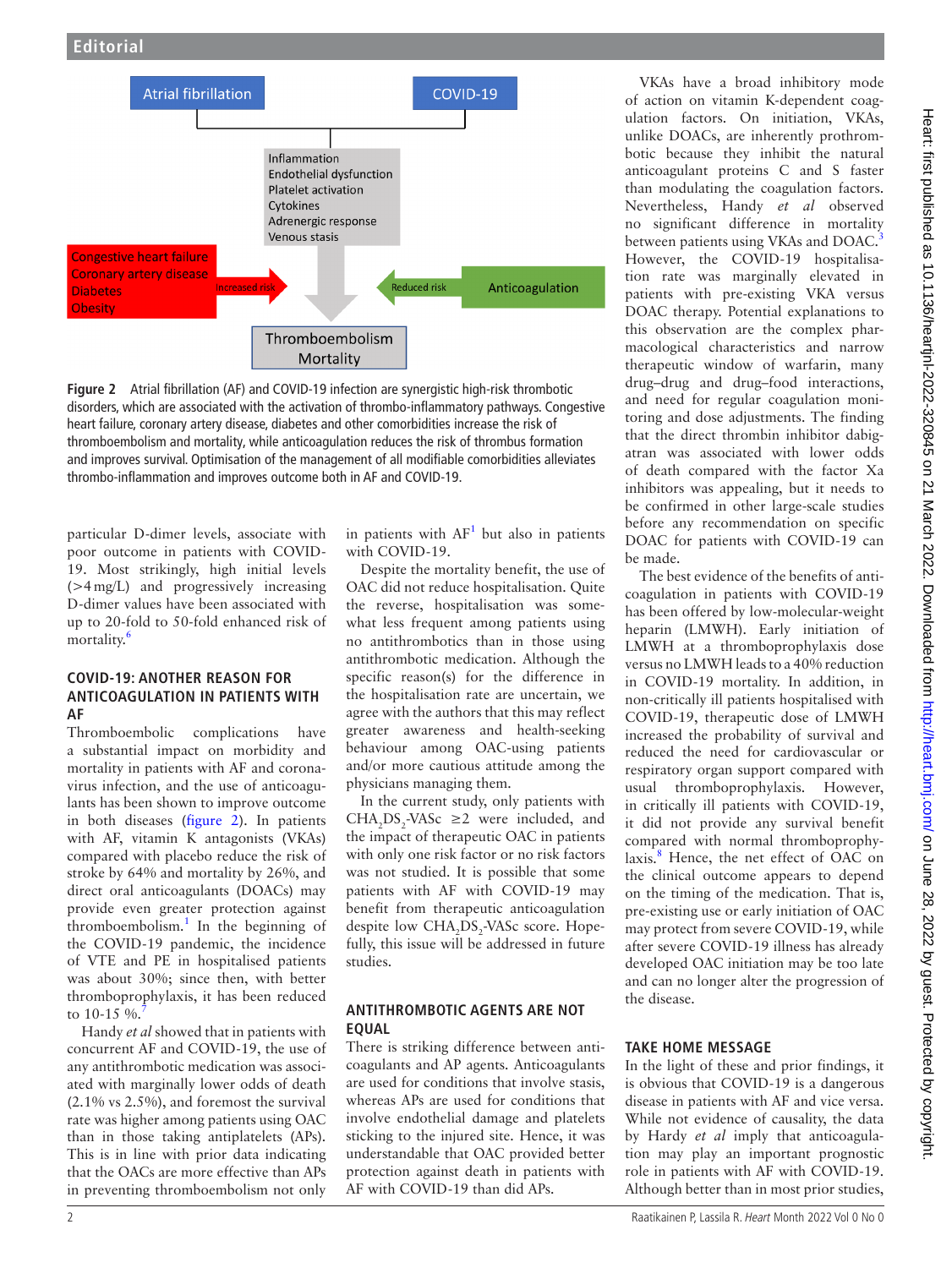Figure 2 Atrial fibrillation (AF) and COVID-19 infection are synergistic high-risk thrombotic disorders, which are associated with the activation of thrombo-inflammatory pathways. Congestive heart failure, coronary artery disease, diabetes and other comorbidities increase the risk of thromboembolism and mortality, while anticoagulation reduces the risk of thrombus formation and improves survival. Optimisation of the management of all modifiable comorbidities alleviates thrombo-inflammation and improves outcome both in AF and COVID-19.

particular D-dimer levels, associate with poor outcome in patients with COVID-19. Most strikingly, high initial levels (>4 mg/L) and progressively increasing D-dimer values have been associated with up to 20-fold to 50-fold enhanced risk of mortality.[6]

## COVID-19: ANOTHER REASON FOR ANTICOAGULATION IN PATIENTS WITH AF

Thromboembolic complications have a substantial impact on morbidity and mortality in patients with AF and coronavirus infection, and the use of anticoagulants has been shown to improve outcome in both diseases (figure 2). In patients with AF, vitamin K antagonists (VKAs) compared with placebo reduce the risk of stroke by 64% and mortality by 26%, and direct oral anticoagulants (DOACs) may provide even greater protection against thromboembolism.[1] In the beginning of the COVID-19 pandemic, the incidence of VTE and PE in hospitalised patients was about 30%; since then, with better thromboprophylaxis, it has been reduced to 10-15 %.[7]

Handy *et al* showed that in patients with concurrent AF and COVID-19, the use of any antithrombotic medication was associated with marginally lower odds of death (2.1% vs 2.5%), and foremost the survival rate was higher among patients using OAC than in those taking antiplatelets (APs). This is in line with prior data indicating that the OACs are more effective than APs in preventing thromboembolism not only in patients with AF[1] but also in patients with COVID-19.

Despite the mortality benefit, the use of OAC did not reduce hospitalisation. Quite the reverse, hospitalisation was somewhat less frequent among patients using no antithrombotics than in those using antithrombotic medication. Although the specific reason(s) for the difference in the hospitalisation rate are uncertain, we agree with the authors that this may reflect greater awareness and health-seeking behaviour among OAC-using patients and/or more cautious attitude among the physicians managing them.

In the current study, only patients with $CHA_2DS_2$-VASc ≥2 were included, and the impact of therapeutic OAC in patients with only one risk factor or no risk factors was not studied. It is possible that some patients with AF with COVID-19 may benefit from therapeutic anticoagulation despite low $CHA_2DS_2$-VASc score. Hopefully, this issue will be addressed in future studies.

## ANTITHROMBOTIC AGENTS ARE NOT EQUAL

There is striking difference between anticoagulants and AP agents. Anticoagulants are used for conditions that involve stasis, whereas APs are used for conditions that involve endothelial damage and platelets sticking to the injured site. Hence, it was understandable that OAC provided better protection against death in patients with AF with COVID-19 than did APs.

VKAs have a broad inhibitory mode of action on vitamin K-dependent coagulation factors. On initiation, VKAs, unlike DOACs, are inherently prothrombotic because they inhibit the natural anticoagulant proteins C and S faster than modulating the coagulation factors. Nevertheless, Handy *et al* observed no significant difference in mortality between patients using VKAs and DOAC.[3] However, the COVID-19 hospitalisation rate was marginally elevated in patients with pre-existing VKA versus DOAC therapy. Potential explanations to this observation are the complex pharmacological characteristics and narrow therapeutic window of warfarin, many drug–drug and drug–food interactions, and need for regular coagulation monitoring and dose adjustments. The finding that the direct thrombin inhibitor dabigatran was associated with lower odds of death compared with the factor Xa inhibitors was appealing, but it needs to be confirmed in other large-scale studies before any recommendation on specific DOAC for patients with COVID-19 can be made.

The best evidence of the benefits of anticoagulation in patients with COVID-19 has been offered by low-molecular-weight heparin (LMWH). Early initiation of LMWH at a thromboprophylaxis dose versus no LMWH leads to a 40% reduction in COVID-19 mortality. In addition, in non-critically ill patients hospitalised with COVID-19, therapeutic dose of LMWH increased the probability of survival and reduced the need for cardiovascular or respiratory organ support compared with usual thromboprophylaxis. However, in critically ill patients with COVID-19, it did not provide any survival benefit compared with normal thromboprophylaxis.[8] Hence, the net effect of OAC on the clinical outcome appears to depend on the timing of the medication. That is, pre-existing use or early initiation of OAC may protect from severe COVID-19, while after severe COVID-19 illness has already developed OAC initiation may be too late and can no longer alter the progression of the disease.

## TAKE HOME MESSAGE

In the light of these and prior findings, it is obvious that COVID-19 is a dangerous disease in patients with AF and vice versa. While not evidence of causality, the data by Hardy *et al* imply that anticoagulation may play an important prognostic role in patients with AF with COVID-19. Although better than in most prior studies,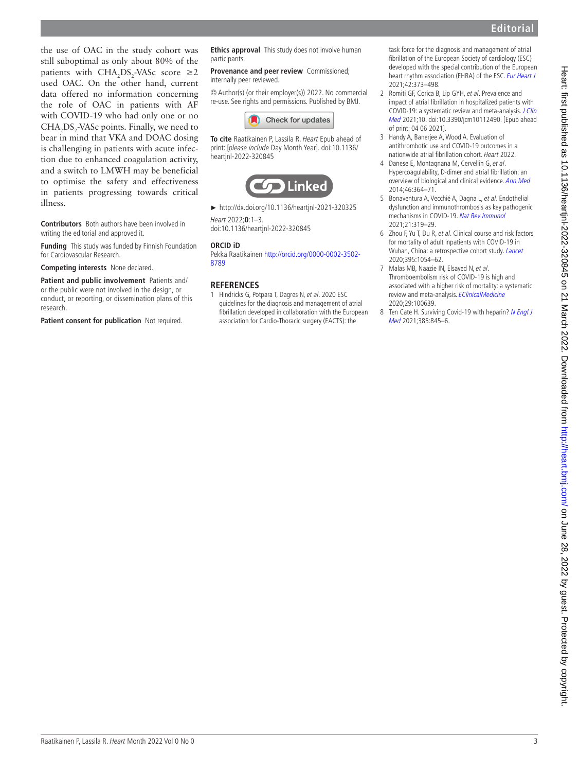the use of OAC in the study cohort was still suboptimal as only about 80% of the patients with $CHA_2DS_2$-VASc score ≥2 used OAC. On the other hand, current data offered no information concerning the role of OAC in patients with AF with COVID-19 who had only one or no $CHA_2DS_2$-VASc points. Finally, we need to bear in mind that VKA and DOAC dosing is challenging in patients with acute infection due to enhanced coagulation activity, and a switch to LMWH may be beneficial to optimise the safety and effectiveness in patients progressing towards critical illness.

**Contributors** Both authors have been involved in writing the editorial and approved it.

**Funding** This study was funded by Finnish Foundation for Cardiovascular Research.

**Competing interests** None declared.

**Patient and public involvement** Patients and/or the public were not involved in the design, or conduct, or reporting, or dissemination plans of this research.

**Patient consent for publication** Not required.

**Ethics approval** This study does not involve human participants.

**Provenance and peer review** Commissioned; internally peer reviewed.

© Author(s) (or their employer(s)) 2022. No commercial re-use. See rights and permissions. Published by BMJ.

**To cite** Raatikainen P, Lassila R. *Heart* Epub ahead of print: [*please include* Day Month Year]. doi:10.1136/heartjnl-2022-320845

► http://dx.doi.org/10.1136/heartjnl-2021-320325

*Heart* 2022;**0**:1–3.
doi:10.1136/heartjnl-2022-320845

**ORCID iD**

Pekka Raatikainen http://orcid.org/0000-0002-3502-8789

## REFERENCES

1. Hindricks G, Potpara T, Dagres N, *et al*. 2020 ESC guidelines for the diagnosis and management of atrial fibrillation developed in collaboration with the European association for Cardio-Thoracic surgery (EACTS): the task force for the diagnosis and management of atrial fibrillation of the European Society of cardiology (ESC) developed with the special contribution of the European heart rhythm association (EHRA) of the ESC. *Eur Heart J* 2021;42:373–498.
2. Romiti GF, Corica B, Lip GYH, *et al*. Prevalence and impact of atrial fibrillation in hospitalized patients with COVID-19: a systematic review and meta-analysis. *J Clin Med* 2021;10. doi:10.3390/jcm10112490. [Epub ahead of print: 04 06 2021].
3. Handy A, Banerjee A, Wood A. Evaluation of antithrombotic use and COVID-19 outcomes in a nationwide atrial fibrillation cohort. *Heart* 2022.
4. Danese E, Montagnana M, Cervellin G, *et al*. Hypercoagulability, D-dimer and atrial fibrillation: an overview of biological and clinical evidence. *Ann Med* 2014;46:364–71.
5. Bonaventura A, Vecchié A, Dagna L, *et al*. Endothelial dysfunction and immunothrombosis as key pathogenic mechanisms in COVID-19. *Nat Rev Immunol* 2021;21:319–29.
6. Zhou F, Yu T, Du R, *et al*. Clinical course and risk factors for mortality of adult inpatients with COVID-19 in Wuhan, China: a retrospective cohort study. *Lancet* 2020;395:1054–62.
7. Malas MB, Naazie IN, Elsayed N, *et al*. Thromboembolism risk of COVID-19 is high and associated with a higher risk of mortality: a systematic review and meta-analysis. *EClinicalMedicine* 2020;29:100639.
8. Ten Cate H. Surviving Covid-19 with heparin? *N Engl J Med* 2021;385:845–6.